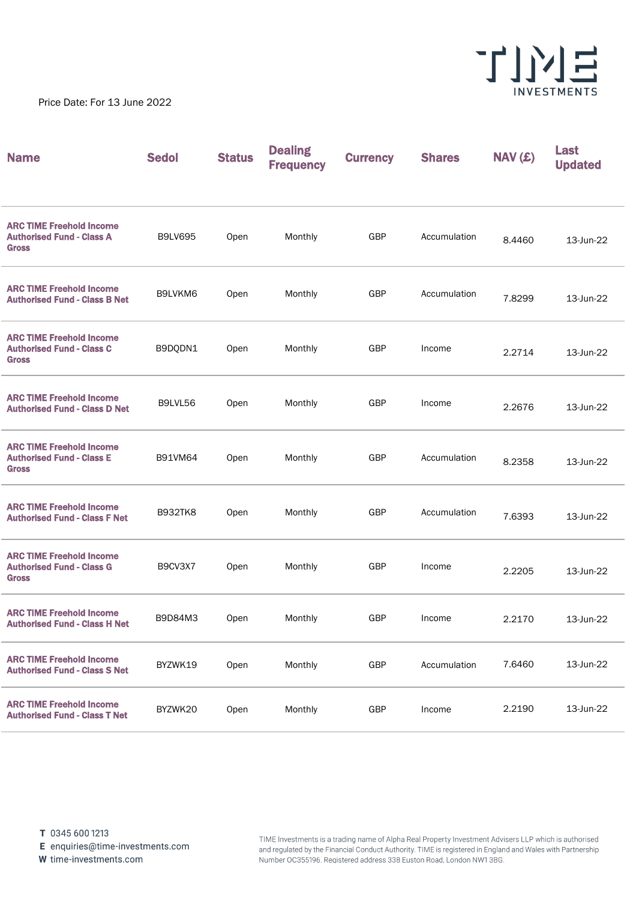TIME INVESTMENTS

Price Date: For 13 June 2022

| Name | Sedol | Status | Dealing Frequency | Currency | Shares | NAV (£) | Last Updated |
|---|---|---|---|---|---|---|---|
| ARC TIME Freehold Income Authorised Fund - Class A Gross | B9LV695 | Open | Monthly | GBP | Accumulation | 8.4460 | 13-Jun-22 |
| ARC TIME Freehold Income Authorised Fund - Class B Net | B9LVKM6 | Open | Monthly | GBP | Accumulation | 7.8299 | 13-Jun-22 |
| ARC TIME Freehold Income Authorised Fund - Class C Gross | B9DQDN1 | Open | Monthly | GBP | Income | 2.2714 | 13-Jun-22 |
| ARC TIME Freehold Income Authorised Fund - Class D Net | B9LVL56 | Open | Monthly | GBP | Income | 2.2676 | 13-Jun-22 |
| ARC TIME Freehold Income Authorised Fund - Class E Gross | B91VM64 | Open | Monthly | GBP | Accumulation | 8.2358 | 13-Jun-22 |
| ARC TIME Freehold Income Authorised Fund - Class F Net | B932TK8 | Open | Monthly | GBP | Accumulation | 7.6393 | 13-Jun-22 |
| ARC TIME Freehold Income Authorised Fund - Class G Gross | B9CV3X7 | Open | Monthly | GBP | Income | 2.2205 | 13-Jun-22 |
| ARC TIME Freehold Income Authorised Fund - Class H Net | B9D84M3 | Open | Monthly | GBP | Income | 2.2170 | 13-Jun-22 |
| ARC TIME Freehold Income Authorised Fund - Class S Net | BYZWK19 | Open | Monthly | GBP | Accumulation | 7.6460 | 13-Jun-22 |
| ARC TIME Freehold Income Authorised Fund - Class T Net | BYZWK20 | Open | Monthly | GBP | Income | 2.2190 | 13-Jun-22 |

**T** 0345 600 1213
**E** enquiries@time-investments.com
**W** time-investments.com

TIME Investments is a trading name of Alpha Real Property Investment Advisers LLP which is authorised and regulated by the Financial Conduct Authority. TIME is registered in England and Wales with Partnership Number OC355196. Registered address 338 Euston Road, London NW1 3BG.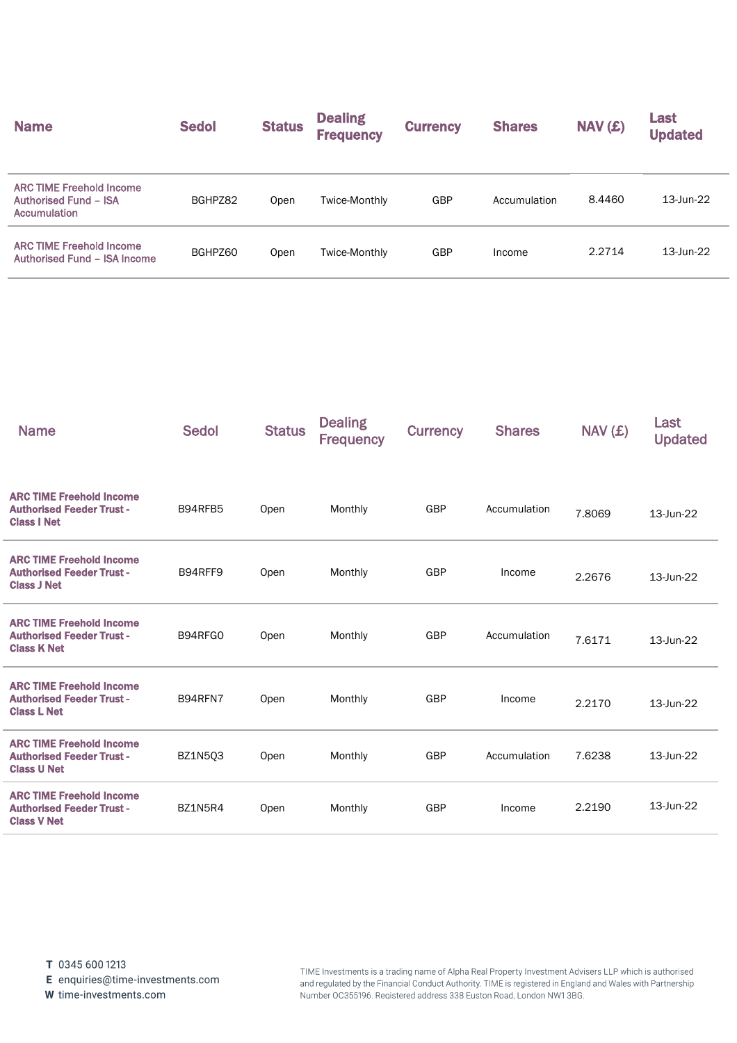| Name | Sedol | Status | Dealing Frequency | Currency | Shares | NAV (£) | Last Updated |
|---|---|---|---|---|---|---|---|
| ARC TIME Freehold Income Authorised Fund – ISA Accumulation | BGHPZ82 | Open | Twice-Monthly | GBP | Accumulation | 8.4460 | 13-Jun-22 |
| ARC TIME Freehold Income Authorised Fund – ISA Income | BGHPZ60 | Open | Twice-Monthly | GBP | Income | 2.2714 | 13-Jun-22 |

| Name | Sedol | Status | Dealing Frequency | Currency | Shares | NAV (£) | Last Updated |
|---|---|---|---|---|---|---|---|
| **ARC TIME Freehold Income Authorised Feeder Trust - Class I Net** | B94RFB5 | Open | Monthly | GBP | Accumulation | 7.8069 | 13-Jun-22 |
| **ARC TIME Freehold Income Authorised Feeder Trust - Class J Net** | B94RFF9 | Open | Monthly | GBP | Income | 2.2676 | 13-Jun-22 |
| **ARC TIME Freehold Income Authorised Feeder Trust - Class K Net** | B94RFG0 | Open | Monthly | GBP | Accumulation | 7.6171 | 13-Jun-22 |
| **ARC TIME Freehold Income Authorised Feeder Trust - Class L Net** | B94RFN7 | Open | Monthly | GBP | Income | 2.2170 | 13-Jun-22 |
| **ARC TIME Freehold Income Authorised Feeder Trust - Class U Net** | BZ1N5Q3 | Open | Monthly | GBP | Accumulation | 7.6238 | 13-Jun-22 |
| **ARC TIME Freehold Income Authorised Feeder Trust - Class V Net** | BZ1N5R4 | Open | Monthly | GBP | Income | 2.2190 | 13-Jun-22 |

**T** 0345 600 1213
**E** enquiries@time-investments.com
**W** time-investments.com

TIME Investments is a trading name of Alpha Real Property Investment Advisers LLP which is authorised and regulated by the Financial Conduct Authority. TIME is registered in England and Wales with Partnership Number OC355196. Registered address 338 Euston Road, London NW1 3BG.